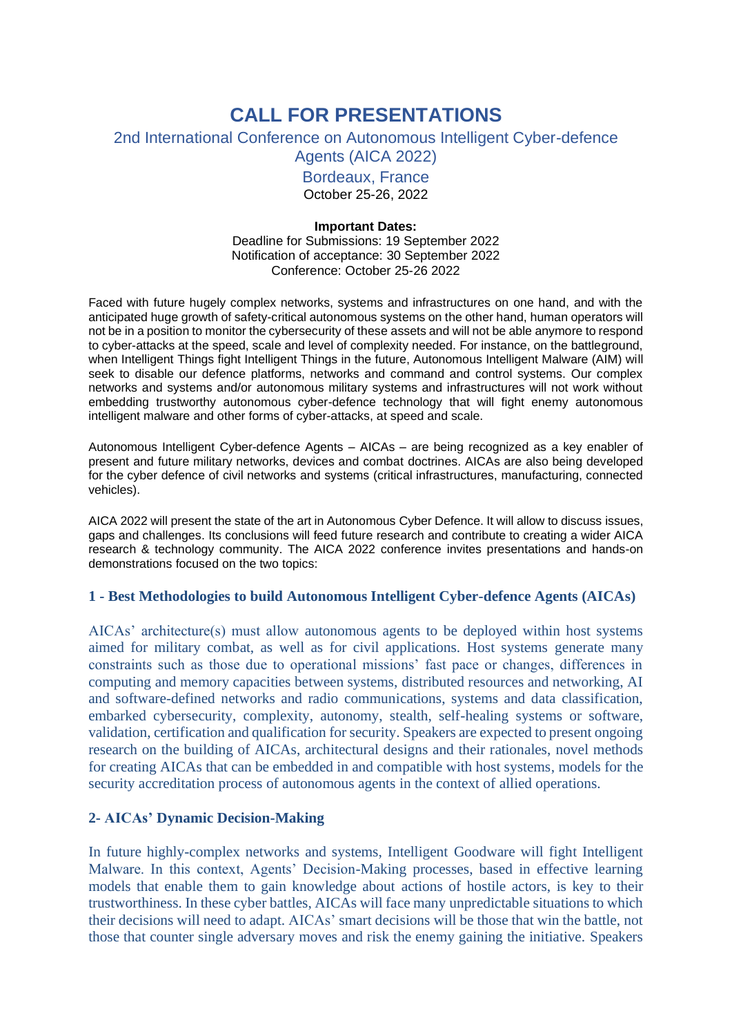# CALL FOR PRESENTATIONS

## 2nd International Conference on Autonomous Intelligent Cyber-defence Agents (AICA 2022)

### Bordeaux, France

October 25-26, 2022

**Important Dates:**

Deadline for Submissions: 19 September 2022
Notification of acceptance: 30 September 2022
Conference: October 25-26 2022

Faced with future hugely complex networks, systems and infrastructures on one hand, and with the anticipated huge growth of safety-critical autonomous systems on the other hand, human operators will not be in a position to monitor the cybersecurity of these assets and will not be able anymore to respond to cyber-attacks at the speed, scale and level of complexity needed. For instance, on the battleground, when Intelligent Things fight Intelligent Things in the future, Autonomous Intelligent Malware (AIM) will seek to disable our defence platforms, networks and command and control systems. Our complex networks and systems and/or autonomous military systems and infrastructures will not work without embedding trustworthy autonomous cyber-defence technology that will fight enemy autonomous intelligent malware and other forms of cyber-attacks, at speed and scale.

Autonomous Intelligent Cyber-defence Agents – AICAs – are being recognized as a key enabler of present and future military networks, devices and combat doctrines. AICAs are also being developed for the cyber defence of civil networks and systems (critical infrastructures, manufacturing, connected vehicles).

AICA 2022 will present the state of the art in Autonomous Cyber Defence. It will allow to discuss issues, gaps and challenges. Its conclusions will feed future research and contribute to creating a wider AICA research & technology community. The AICA 2022 conference invites presentations and hands-on demonstrations focused on the two topics:

### 1 - Best Methodologies to build Autonomous Intelligent Cyber-defence Agents (AICAs)

AICAs' architecture(s) must allow autonomous agents to be deployed within host systems aimed for military combat, as well as for civil applications. Host systems generate many constraints such as those due to operational missions' fast pace or changes, differences in computing and memory capacities between systems, distributed resources and networking, AI and software-defined networks and radio communications, systems and data classification, embarked cybersecurity, complexity, autonomy, stealth, self-healing systems or software, validation, certification and qualification for security. Speakers are expected to present ongoing research on the building of AICAs, architectural designs and their rationales, novel methods for creating AICAs that can be embedded in and compatible with host systems, models for the security accreditation process of autonomous agents in the context of allied operations.

### 2- AICAs' Dynamic Decision-Making

In future highly-complex networks and systems, Intelligent Goodware will fight Intelligent Malware. In this context, Agents' Decision-Making processes, based in effective learning models that enable them to gain knowledge about actions of hostile actors, is key to their trustworthiness. In these cyber battles, AICAs will face many unpredictable situations to which their decisions will need to adapt. AICAs' smart decisions will be those that win the battle, not those that counter single adversary moves and risk the enemy gaining the initiative. Speakers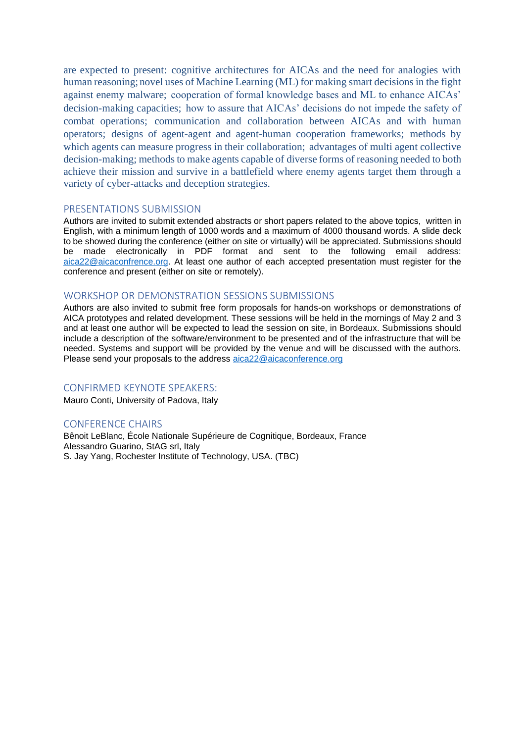are expected to present: cognitive architectures for AICAs and the need for analogies with human reasoning; novel uses of Machine Learning (ML) for making smart decisions in the fight against enemy malware; cooperation of formal knowledge bases and ML to enhance AICAs' decision-making capacities; how to assure that AICAs' decisions do not impede the safety of combat operations; communication and collaboration between AICAs and with human operators; designs of agent-agent and agent-human cooperation frameworks; methods by which agents can measure progress in their collaboration; advantages of multi agent collective decision-making; methods to make agents capable of diverse forms of reasoning needed to both achieve their mission and survive in a battlefield where enemy agents target them through a variety of cyber-attacks and deception strategies.

## PRESENTATIONS SUBMISSION

Authors are invited to submit extended abstracts or short papers related to the above topics, written in English, with a minimum length of 1000 words and a maximum of 4000 thousand words. A slide deck to be showed during the conference (either on site or virtually) will be appreciated. Submissions should be made electronically in PDF format and sent to the following email address: aica22@aicaconfrence.org. At least one author of each accepted presentation must register for the conference and present (either on site or remotely).

## WORKSHOP OR DEMONSTRATION SESSIONS SUBMISSIONS

Authors are also invited to submit free form proposals for hands-on workshops or demonstrations of AICA prototypes and related development. These sessions will be held in the mornings of May 2 and 3 and at least one author will be expected to lead the session on site, in Bordeaux. Submissions should include a description of the software/environment to be presented and of the infrastructure that will be needed. Systems and support will be provided by the venue and will be discussed with the authors. Please send your proposals to the address aica22@aicaconference.org

## CONFIRMED KEYNOTE SPEAKERS:

Mauro Conti, University of Padova, Italy

## CONFERENCE CHAIRS

Bênoit LeBlanc, École Nationale Supérieure de Cognitique, Bordeaux, France
Alessandro Guarino, StAG srl, Italy
S. Jay Yang, Rochester Institute of Technology, USA. (TBC)